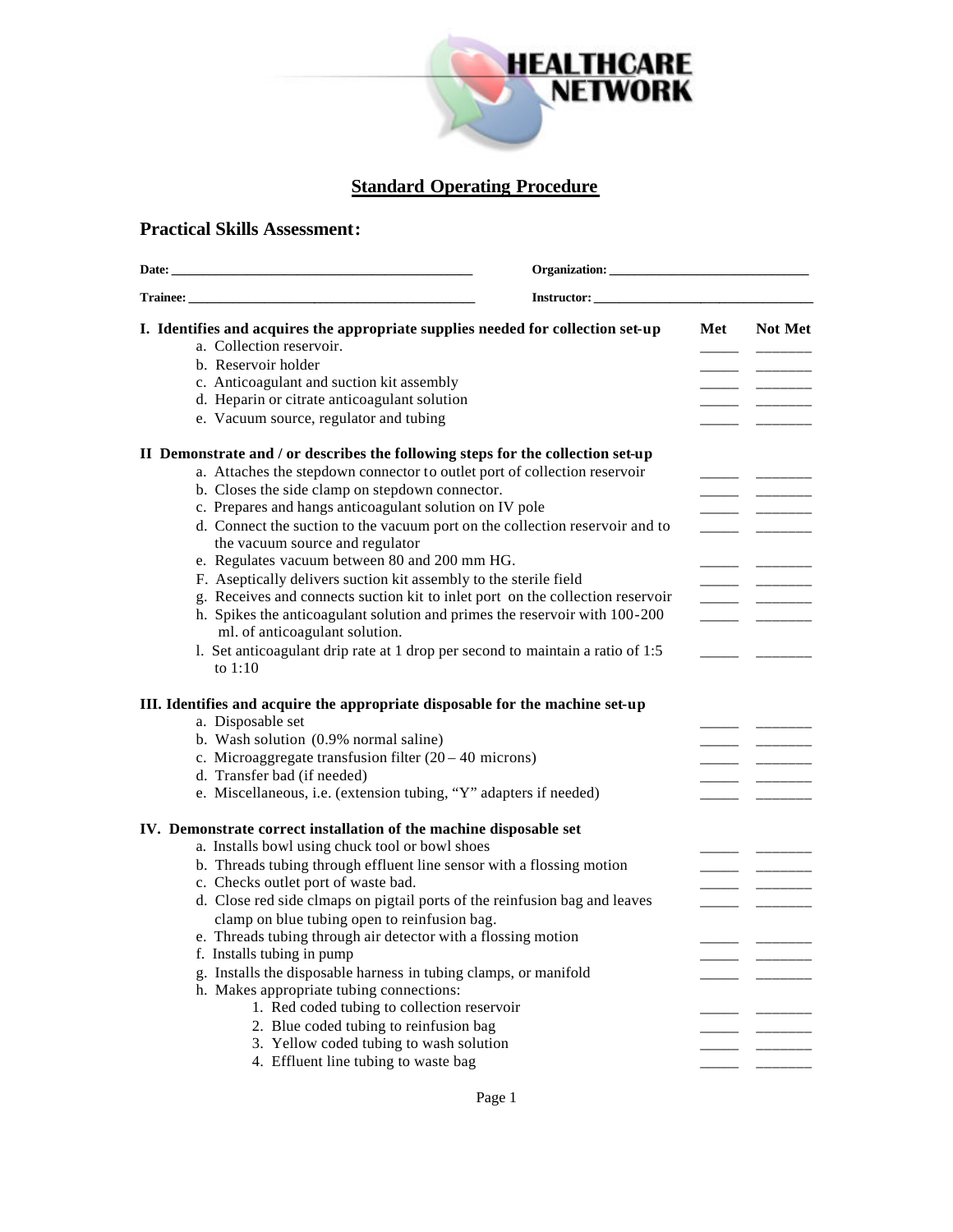HEALTHCARE NETWORK

# Standard Operating Procedure

## Practical Skills Assessment:

**Date:** ____________________ **Organization:** ____________________

**Trainee:** ____________________ **Instructor:** ____________________

| **I. Identifies and acquires the appropriate supplies needed for collection set-up** | **Met** | **Not Met** |
|---|---|---|
| a. Collection reservoir. | _____ | _______ |
| b. Reservoir holder | _____ | _______ |
| c. Anticoagulant and suction kit assembly | _____ | _______ |
| d. Heparin or citrate anticoagulant solution | _____ | _______ |
| e. Vacuum source, regulator and tubing | _____ | _______ |
| **II Demonstrate and / or describes the following steps for the collection set-up** | | |
| a. Attaches the stepdown connector to outlet port of collection reservoir | _____ | _______ |
| b. Closes the side clamp on stepdown connector. | _____ | _______ |
| c. Prepares and hangs anticoagulant solution on IV pole | _____ | _______ |
| d. Connect the suction to the vacuum port on the collection reservoir and to the vacuum source and regulator | _____ | _______ |
| e. Regulates vacuum between 80 and 200 mm HG. | _____ | _______ |
| F. Aseptically delivers suction kit assembly to the sterile field | _____ | _______ |
| g. Receives and connects suction kit to inlet port on the collection reservoir | _____ | _______ |
| h. Spikes the anticoagulant solution and primes the reservoir with 100-200 ml. of anticoagulant solution. | _____ | _______ |
| l. Set anticoagulant drip rate at 1 drop per second to maintain a ratio of 1:5 to 1:10 | _____ | _______ |
| **III. Identifies and acquire the appropriate disposable for the machine set-up** | | |
| a. Disposable set | _____ | _______ |
| b. Wash solution (0.9% normal saline) | _____ | _______ |
| c. Microaggregate transfusion filter (20 – 40 microns) | _____ | _______ |
| d. Transfer bad (if needed) | _____ | _______ |
| e. Miscellaneous, i.e. (extension tubing, "Y" adapters if needed) | _____ | _______ |
| **IV. Demonstrate correct installation of the machine disposable set** | | |
| a. Installs bowl using chuck tool or bowl shoes | _____ | _______ |
| b. Threads tubing through effluent line sensor with a flossing motion | _____ | _______ |
| c. Checks outlet port of waste bad. | _____ | _______ |
| d. Close red side clmaps on pigtail ports of the reinfusion bag and leaves clamp on blue tubing open to reinfusion bag. | _____ | _______ |
| e. Threads tubing through air detector with a flossing motion | _____ | _______ |
| f. Installs tubing in pump | _____ | _______ |
| g. Installs the disposable harness in tubing clamps, or manifold | _____ | _______ |
| h. Makes appropriate tubing connections: | | |
| 1. Red coded tubing to collection reservoir | _____ | _______ |
| 2. Blue coded tubing to reinfusion bag | _____ | _______ |
| 3. Yellow coded tubing to wash solution | _____ | _______ |
| 4. Effluent line tubing to waste bag | _____ | _______ |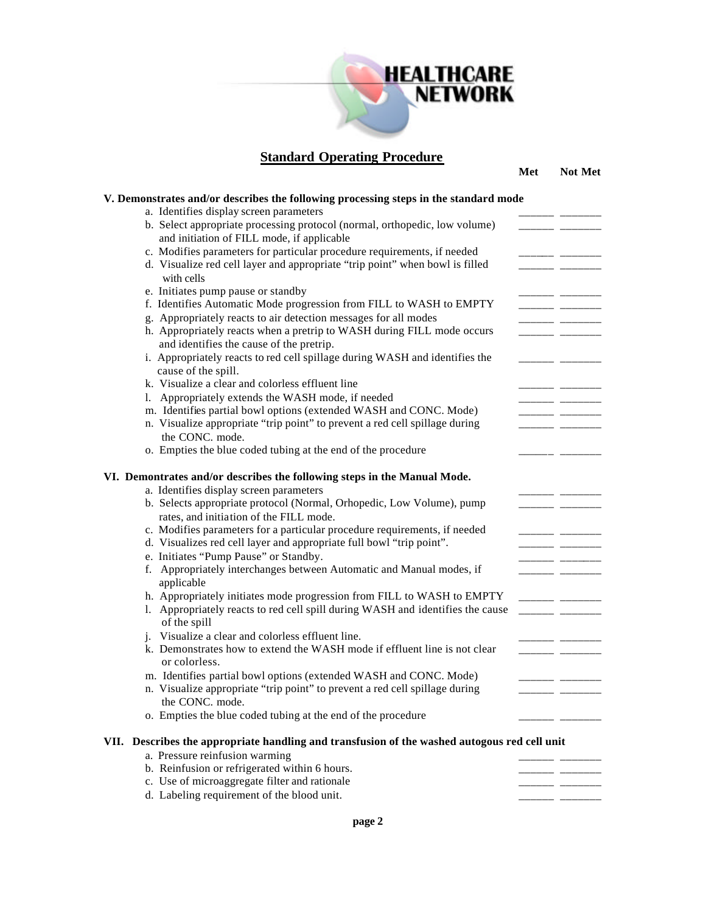## Standard Operating Procedure

| | Met | Not Met |
|---|---|---|
| **V. Demonstrates and/or describes the following processing steps in the standard mode** | | |
| a. Identifies display screen parameters | ______ | _______ |
| b. Select appropriate processing protocol (normal, orthopedic, low volume) and initiation of FILL mode, if applicable | ______ | _______ |
| c. Modifies parameters for particular procedure requirements, if needed | ______ | _______ |
| d. Visualize red cell layer and appropriate "trip point" when bowl is filled with cells | ______ | _______ |
| e. Initiates pump pause or standby | ______ | _______ |
| f. Identifies Automatic Mode progression from FILL to WASH to EMPTY | ______ | _______ |
| g. Appropriately reacts to air detection messages for all modes | ______ | _______ |
| h. Appropriately reacts when a pretrip to WASH during FILL mode occurs and identifies the cause of the pretrip. | ______ | _______ |
| i. Appropriately reacts to red cell spillage during WASH and identifies the cause of the spill. | ______ | _______ |
| k. Visualize a clear and colorless effluent line | ______ | _______ |
| l. Appropriately extends the WASH mode, if needed | ______ | _______ |
| m. Identifies partial bowl options (extended WASH and CONC. Mode) | ______ | _______ |
| n. Visualize appropriate "trip point" to prevent a red cell spillage during the CONC. mode. | ______ | _______ |
| o. Empties the blue coded tubing at the end of the procedure | ______ | _______ |
| **VI. Demontrates and/or describes the following steps in the Manual Mode.** | | |
| a. Identifies display screen parameters | ______ | _______ |
| b. Selects appropriate protocol (Normal, Orhopedic, Low Volume), pump rates, and initiation of the FILL mode. | ______ | _______ |
| c. Modifies parameters for a particular procedure requirements, if needed | ______ | _______ |
| d. Visualizes red cell layer and appropriate full bowl "trip point". | ______ | _______ |
| e. Initiates "Pump Pause" or Standby. | ______ | _______ |
| f. Appropriately interchanges between Automatic and Manual modes, if applicable | ______ | _______ |
| h. Appropriately initiates mode progression from FILL to WASH to EMPTY | ______ | _______ |
| l. Appropriately reacts to red cell spill during WASH and identifies the cause of the spill | ______ | _______ |
| j. Visualize a clear and colorless effluent line. | ______ | _______ |
| k. Demonstrates how to extend the WASH mode if effluent line is not clear or colorless. | ______ | _______ |
| m. Identifies partial bowl options (extended WASH and CONC. Mode) | ______ | _______ |
| n. Visualize appropriate "trip point" to prevent a red cell spillage during the CONC. mode. | ______ | _______ |
| o. Empties the blue coded tubing at the end of the procedure | ______ | _______ |
| **VII. Describes the appropriate handling and transfusion of the washed autogous red cell unit** | | |
| a. Pressure reinfusion warming | ______ | _______ |
| b. Reinfusion or refrigerated within 6 hours. | ______ | _______ |
| c. Use of microaggregate filter and rationale | ______ | _______ |
| d. Labeling requirement of the blood unit. | ______ | _______ |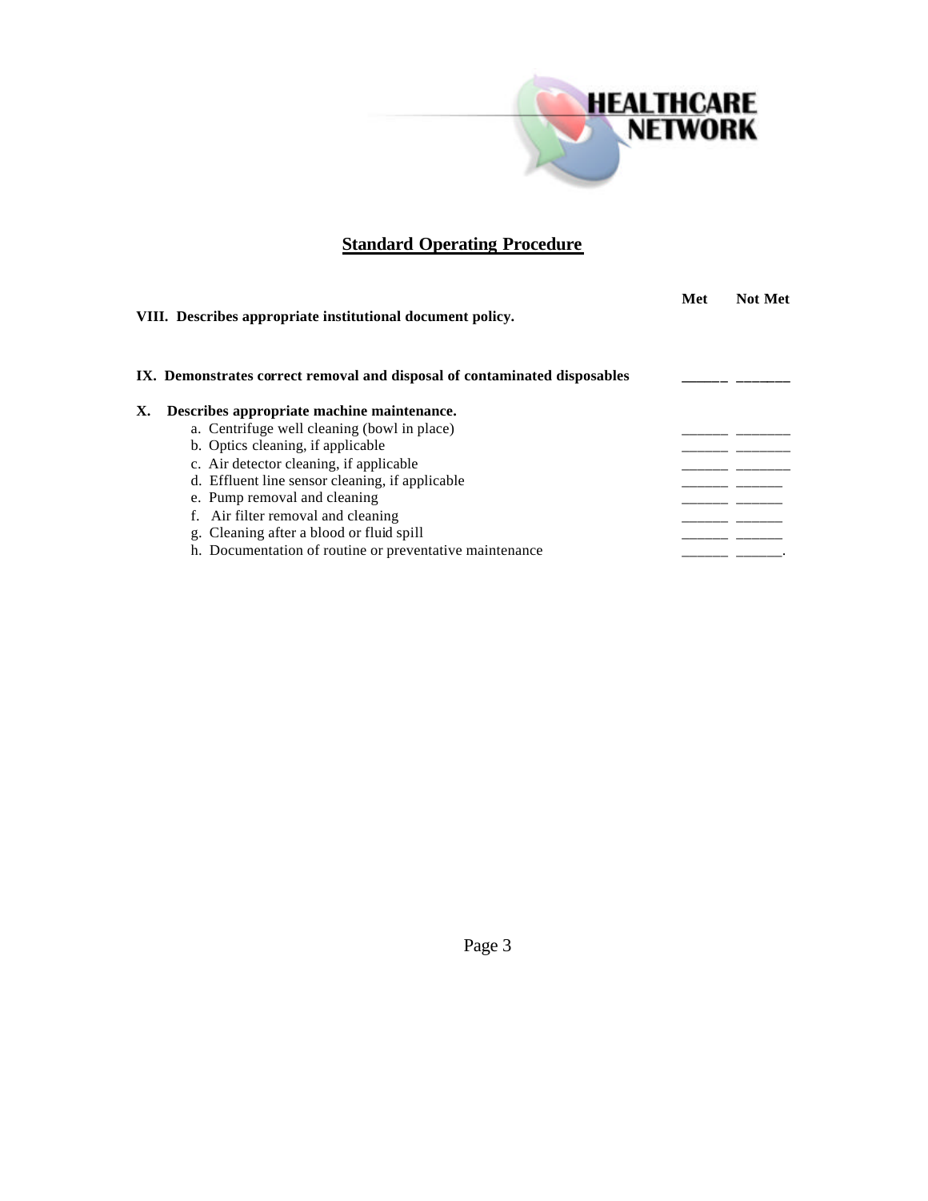## Standard Operating Procedure

| | Met | Not Met |
|---|---|---|
| **VIII. Describes appropriate institutional document policy.** | | |
| **IX. Demonstrates correct removal and disposal of contaminated disposables** | ______ | _______ |
| **X. Describes appropriate machine maintenance.** | | |
| a. Centrifuge well cleaning (bowl in place) | ______ | _______ |
| b. Optics cleaning, if applicable | ______ | _______ |
| c. Air detector cleaning, if applicable | ______ | _______ |
| d. Effluent line sensor cleaning, if applicable | ______ | ______ |
| e. Pump removal and cleaning | ______ | ______ |
| f. Air filter removal and cleaning | ______ | ______ |
| g. Cleaning after a blood or fluid spill | ______ | ______ |
| h. Documentation of routine or preventative maintenance | ______ | ______. |